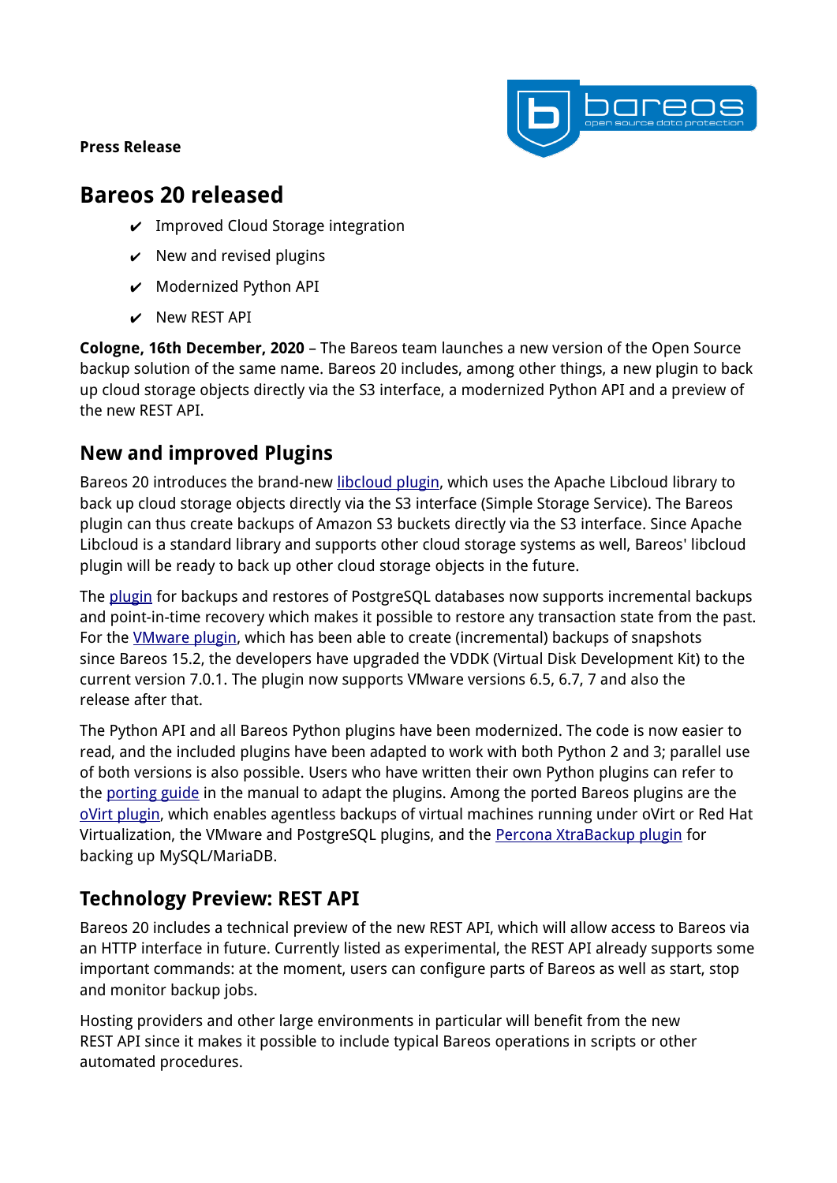**Press Release**

# Bareos 20 released

- ✔ Improved Cloud Storage integration
- ✔ New and revised plugins
- ✔ Modernized Python API
- ✔ New REST API

**Cologne, 16th December, 2020** – The Bareos team launches a new version of the Open Source backup solution of the same name. Bareos 20 includes, among other things, a new plugin to back up cloud storage objects directly via the S3 interface, a modernized Python API and a preview of the new REST API.

## New and improved Plugins

Bareos 20 introduces the brand-new libcloud plugin, which uses the Apache Libcloud library to back up cloud storage objects directly via the S3 interface (Simple Storage Service). The Bareos plugin can thus create backups of Amazon S3 buckets directly via the S3 interface. Since Apache Libcloud is a standard library and supports other cloud storage systems as well, Bareos' libcloud plugin will be ready to back up other cloud storage objects in the future.

The plugin for backups and restores of PostgreSQL databases now supports incremental backups and point-in-time recovery which makes it possible to restore any transaction state from the past. For the VMware plugin, which has been able to create (incremental) backups of snapshots since Bareos 15.2, the developers have upgraded the VDDK (Virtual Disk Development Kit) to the current version 7.0.1. The plugin now supports VMware versions 6.5, 6.7, 7 and also the release after that.

The Python API and all Bareos Python plugins have been modernized. The code is now easier to read, and the included plugins have been adapted to work with both Python 2 and 3; parallel use of both versions is also possible. Users who have written their own Python plugins can refer to the porting guide in the manual to adapt the plugins. Among the ported Bareos plugins are the oVirt plugin, which enables agentless backups of virtual machines running under oVirt or Red Hat Virtualization, the VMware and PostgreSQL plugins, and the Percona XtraBackup plugin for backing up MySQL/MariaDB.

## Technology Preview: REST API

Bareos 20 includes a technical preview of the new REST API, which will allow access to Bareos via an HTTP interface in future. Currently listed as experimental, the REST API already supports some important commands: at the moment, users can configure parts of Bareos as well as start, stop and monitor backup jobs.

Hosting providers and other large environments in particular will benefit from the new REST API since it makes it possible to include typical Bareos operations in scripts or other automated procedures.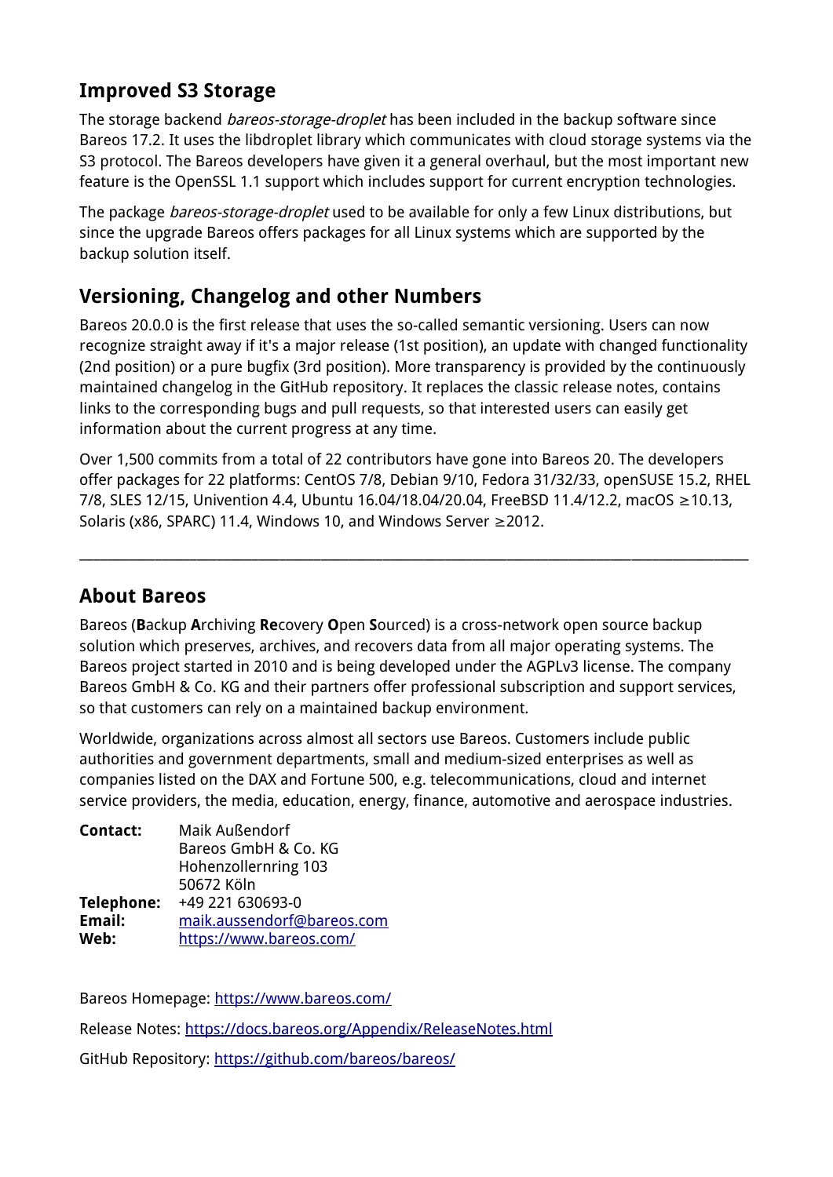## Improved S3 Storage

The storage backend *bareos-storage-droplet* has been included in the backup software since Bareos 17.2. It uses the libdroplet library which communicates with cloud storage systems via the S3 protocol. The Bareos developers have given it a general overhaul, but the most important new feature is the OpenSSL 1.1 support which includes support for current encryption technologies.

The package *bareos-storage-droplet* used to be available for only a few Linux distributions, but since the upgrade Bareos offers packages for all Linux systems which are supported by the backup solution itself.

## Versioning, Changelog and other Numbers

Bareos 20.0.0 is the first release that uses the so-called semantic versioning. Users can now recognize straight away if it's a major release (1st position), an update with changed functionality (2nd position) or a pure bugfix (3rd position). More transparency is provided by the continuously maintained changelog in the GitHub repository. It replaces the classic release notes, contains links to the corresponding bugs and pull requests, so that interested users can easily get information about the current progress at any time.

Over 1,500 commits from a total of 22 contributors have gone into Bareos 20. The developers offer packages for 22 platforms: CentOS 7/8, Debian 9/10, Fedora 31/32/33, openSUSE 15.2, RHEL 7/8, SLES 12/15, Univention 4.4, Ubuntu 16.04/18.04/20.04, FreeBSD 11.4/12.2, macOS ≥10.13, Solaris (x86, SPARC) 11.4, Windows 10, and Windows Server ≥2012.

---

## About Bareos

Bareos (**B**ackup **A**rchiving **Re**covery **O**pen **S**ourced) is a cross-network open source backup solution which preserves, archives, and recovers data from all major operating systems. The Bareos project started in 2010 and is being developed under the AGPLv3 license. The company Bareos GmbH & Co. KG and their partners offer professional subscription and support services, so that customers can rely on a maintained backup environment.

Worldwide, organizations across almost all sectors use Bareos. Customers include public authorities and government departments, small and medium-sized enterprises as well as companies listed on the DAX and Fortune 500, e.g. telecommunications, cloud and internet service providers, the media, education, energy, finance, automotive and aerospace industries.

**Contact:** Maik Außendorf
Bareos GmbH & Co. KG
Hohenzollernring 103
50672 Köln
**Telephone:** +49 221 630693-0
**Email:** maik.aussendorf@bareos.com
**Web:** https://www.bareos.com/

Bareos Homepage: https://www.bareos.com/

Release Notes: https://docs.bareos.org/Appendix/ReleaseNotes.html

GitHub Repository: https://github.com/bareos/bareos/